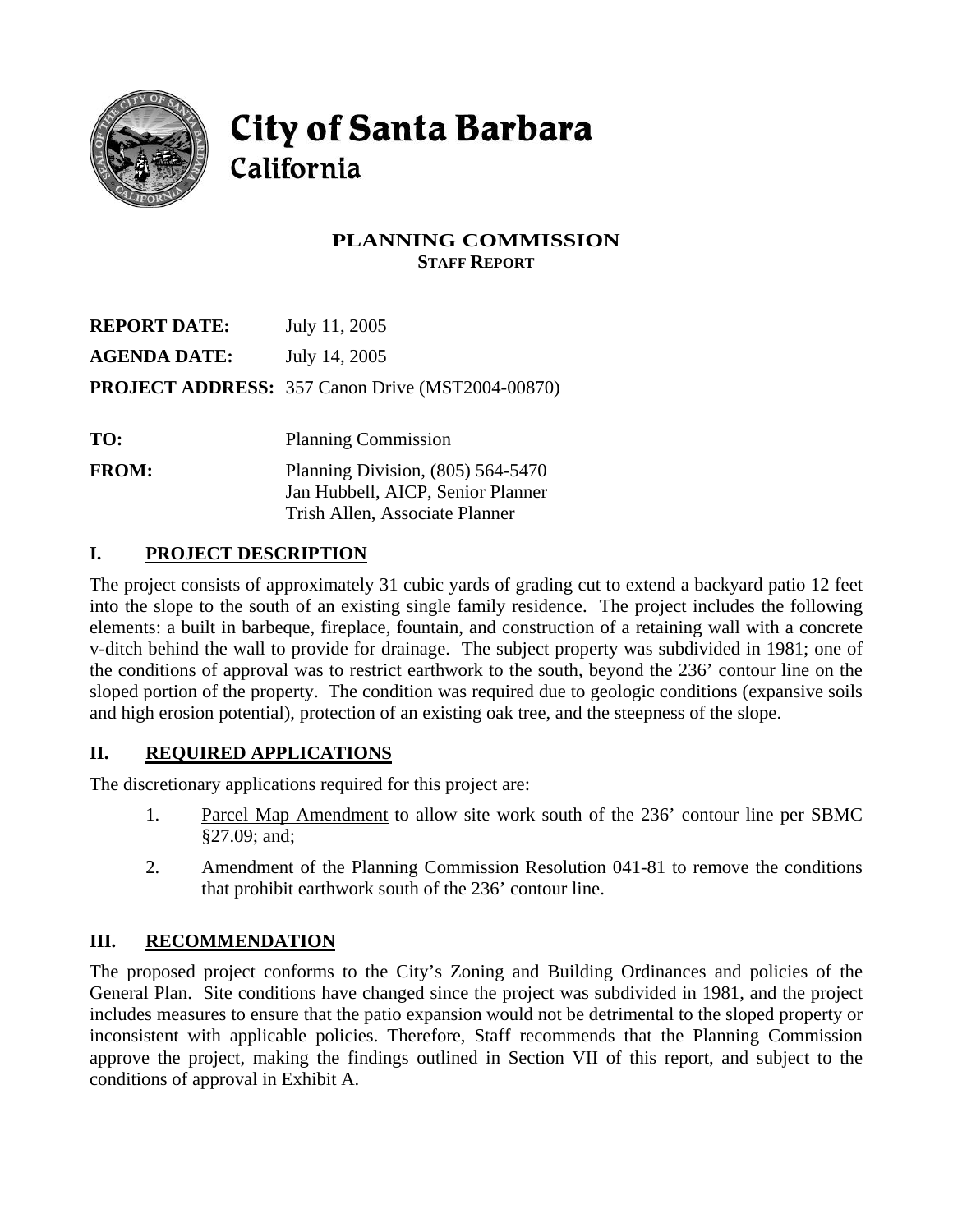# City of Santa Barbara
## California

**PLANNING COMMISSION**
**STAFF REPORT**

**REPORT DATE:** July 11, 2005

**AGENDA DATE:** July 14, 2005

**PROJECT ADDRESS:** 357 Canon Drive (MST2004-00870)

**TO:** Planning Commission

**FROM:** Planning Division, (805) 564-5470
Jan Hubbell, AICP, Senior Planner
Trish Allen, Associate Planner

## I. PROJECT DESCRIPTION

The project consists of approximately 31 cubic yards of grading cut to extend a backyard patio 12 feet into the slope to the south of an existing single family residence. The project includes the following elements: a built in barbeque, fireplace, fountain, and construction of a retaining wall with a concrete v-ditch behind the wall to provide for drainage. The subject property was subdivided in 1981; one of the conditions of approval was to restrict earthwork to the south, beyond the 236' contour line on the sloped portion of the property. The condition was required due to geologic conditions (expansive soils and high erosion potential), protection of an existing oak tree, and the steepness of the slope.

## II. REQUIRED APPLICATIONS

The discretionary applications required for this project are:

1. Parcel Map Amendment to allow site work south of the 236' contour line per SBMC §27.09; and;
2. Amendment of the Planning Commission Resolution 041-81 to remove the conditions that prohibit earthwork south of the 236' contour line.

## III. RECOMMENDATION

The proposed project conforms to the City's Zoning and Building Ordinances and policies of the General Plan. Site conditions have changed since the project was subdivided in 1981, and the project includes measures to ensure that the patio expansion would not be detrimental to the sloped property or inconsistent with applicable policies. Therefore, Staff recommends that the Planning Commission approve the project, making the findings outlined in Section VII of this report, and subject to the conditions of approval in Exhibit A.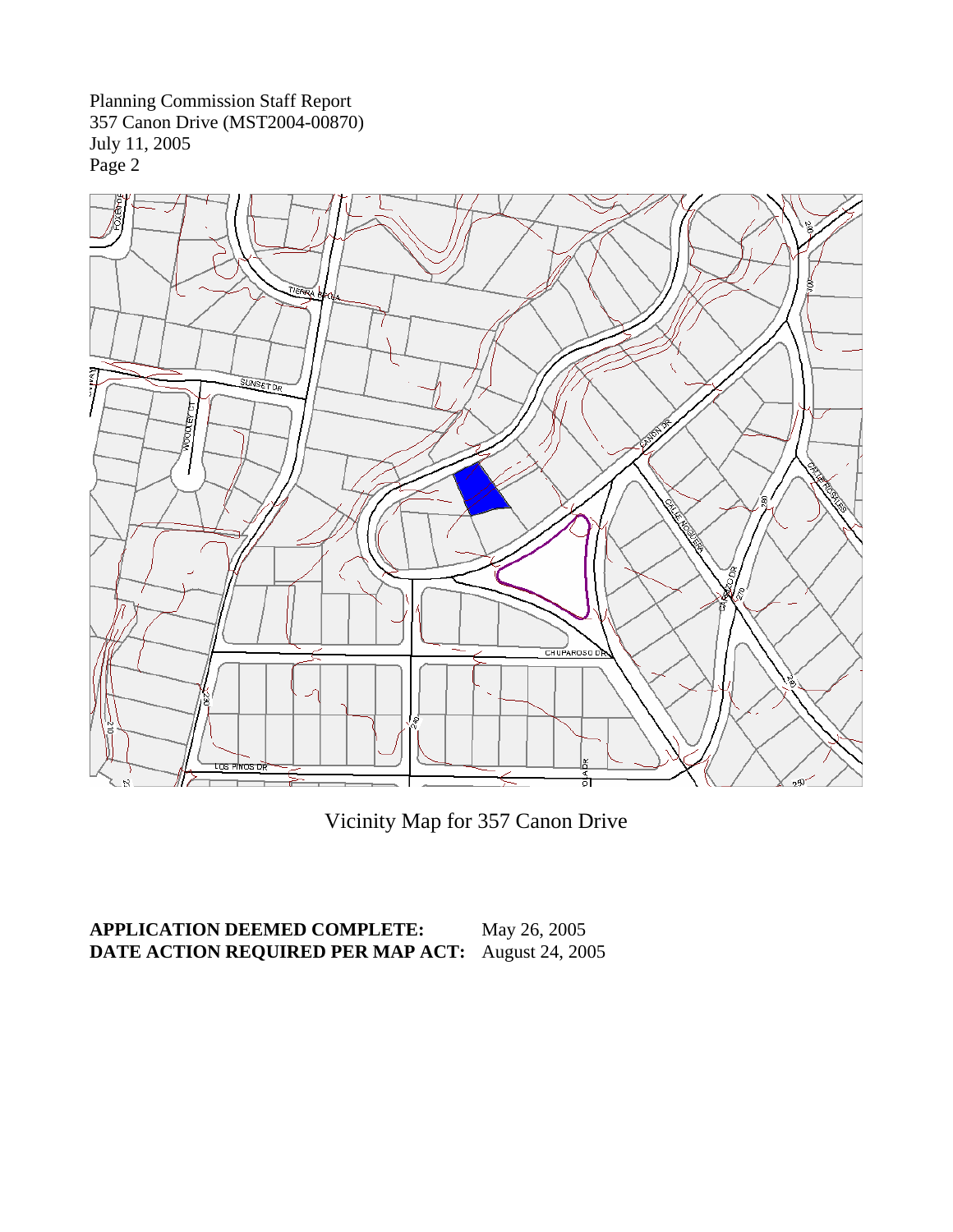Vicinity Map for 357 Canon Drive

**APPLICATION DEEMED COMPLETE:** May 26, 2005
**DATE ACTION REQUIRED PER MAP ACT:** August 24, 2005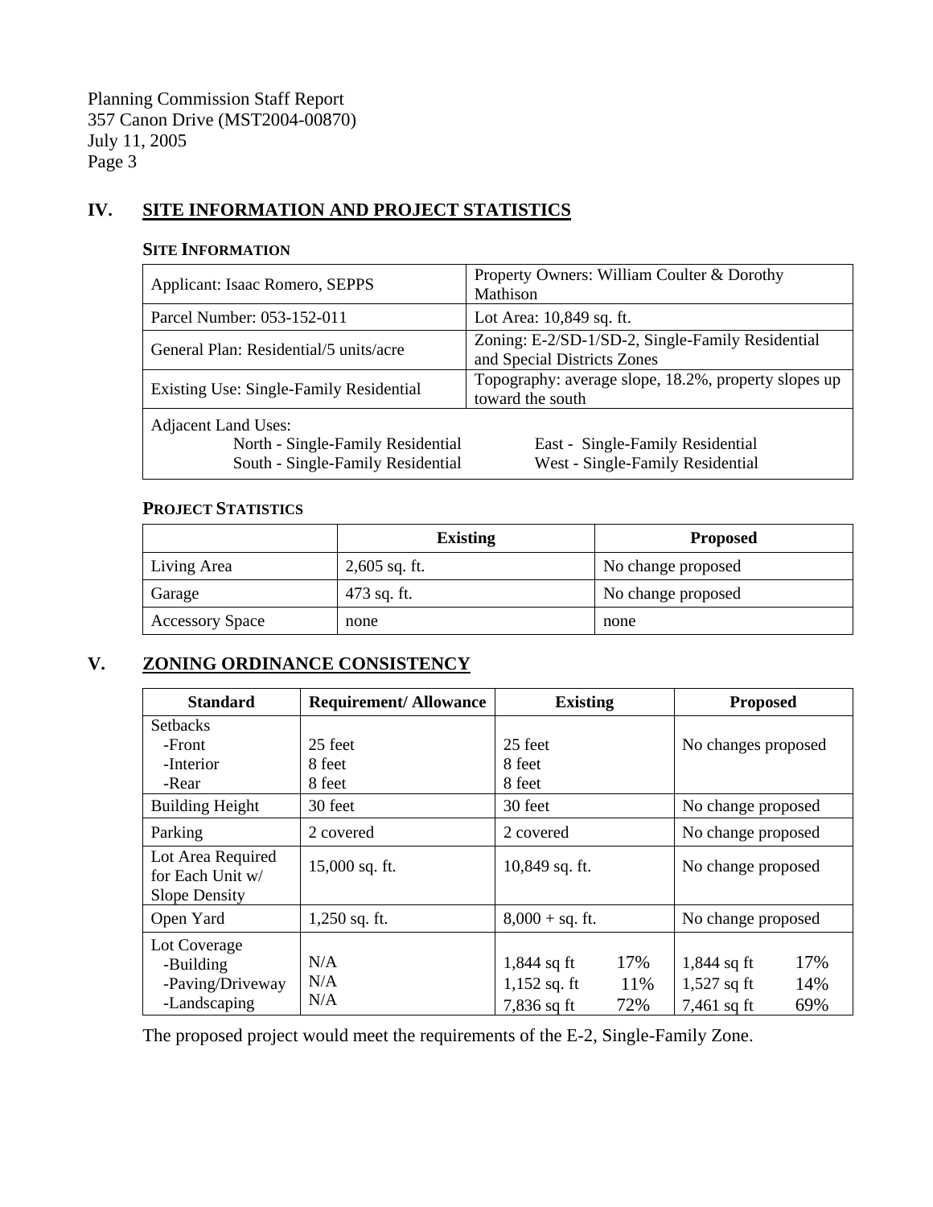## IV. SITE INFORMATION AND PROJECT STATISTICS

### SITE INFORMATION

| | |
|---|---|
| Applicant: Isaac Romero, SEPPS | Property Owners: William Coulter & Dorothy Mathison |
| Parcel Number: 053-152-011 | Lot Area: 10,849 sq. ft. |
| General Plan: Residential/5 units/acre | Zoning: E-2/SD-1/SD-2, Single-Family Residential and Special Districts Zones |
| Existing Use: Single-Family Residential | Topography: average slope, 18.2%, property slopes up toward the south |
| Adjacent Land Uses:<br>North - Single-Family Residential<br>South - Single-Family Residential | East - Single-Family Residential<br>West - Single-Family Residential |

### PROJECT STATISTICS

| | Existing | Proposed |
|---|---|---|
| Living Area | 2,605 sq. ft. | No change proposed |
| Garage | 473 sq. ft. | No change proposed |
| Accessory Space | none | none |

## V. ZONING ORDINANCE CONSISTENCY

| Standard | Requirement/ Allowance | Existing | Proposed |
|---|---|---|---|
| Setbacks<br>-Front<br>-Interior<br>-Rear | <br>25 feet<br>8 feet<br>8 feet | <br>25 feet<br>8 feet<br>8 feet | No changes proposed |
| Building Height | 30 feet | 30 feet | No change proposed |
| Parking | 2 covered | 2 covered | No change proposed |
| Lot Area Required for Each Unit w/ Slope Density | 15,000 sq. ft. | 10,849 sq. ft. | No change proposed |
| Open Yard | 1,250 sq. ft. | 8,000 + sq. ft. | No change proposed |
| Lot Coverage<br>-Building<br>-Paving/Driveway<br>-Landscaping | <br>N/A<br>N/A<br>N/A | <br>1,844 sq ft 17%<br>1,152 sq. ft 11%<br>7,836 sq ft 72% | <br>1,844 sq ft 17%<br>1,527 sq ft 14%<br>7,461 sq ft 69% |

The proposed project would meet the requirements of the E-2, Single-Family Zone.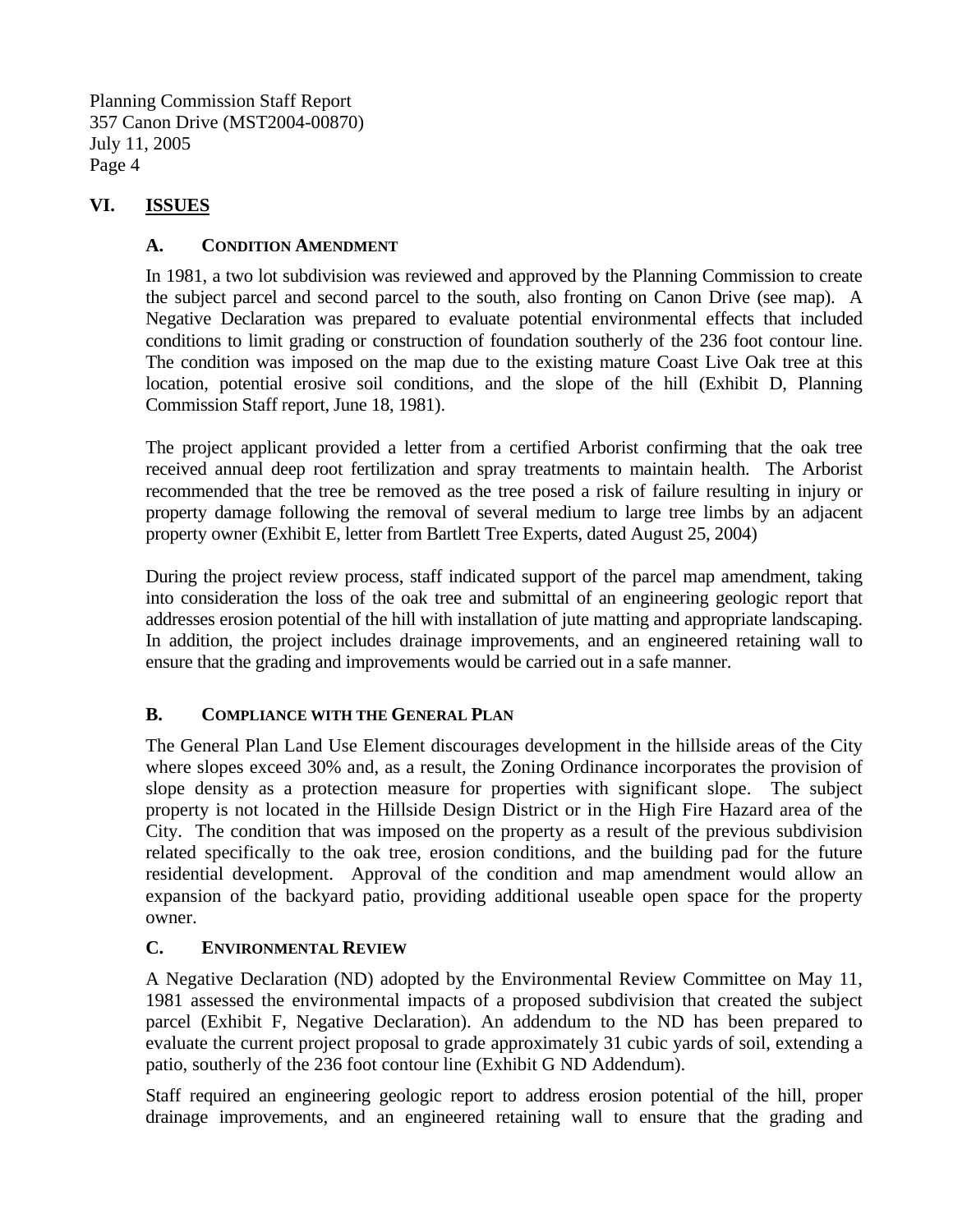## VI. ISSUES

### A. CONDITION AMENDMENT

In 1981, a two lot subdivision was reviewed and approved by the Planning Commission to create the subject parcel and second parcel to the south, also fronting on Canon Drive (see map). A Negative Declaration was prepared to evaluate potential environmental effects that included conditions to limit grading or construction of foundation southerly of the 236 foot contour line. The condition was imposed on the map due to the existing mature Coast Live Oak tree at this location, potential erosive soil conditions, and the slope of the hill (Exhibit D, Planning Commission Staff report, June 18, 1981).

The project applicant provided a letter from a certified Arborist confirming that the oak tree received annual deep root fertilization and spray treatments to maintain health. The Arborist recommended that the tree be removed as the tree posed a risk of failure resulting in injury or property damage following the removal of several medium to large tree limbs by an adjacent property owner (Exhibit E, letter from Bartlett Tree Experts, dated August 25, 2004)

During the project review process, staff indicated support of the parcel map amendment, taking into consideration the loss of the oak tree and submittal of an engineering geologic report that addresses erosion potential of the hill with installation of jute matting and appropriate landscaping. In addition, the project includes drainage improvements, and an engineered retaining wall to ensure that the grading and improvements would be carried out in a safe manner.

### B. COMPLIANCE WITH THE GENERAL PLAN

The General Plan Land Use Element discourages development in the hillside areas of the City where slopes exceed 30% and, as a result, the Zoning Ordinance incorporates the provision of slope density as a protection measure for properties with significant slope. The subject property is not located in the Hillside Design District or in the High Fire Hazard area of the City. The condition that was imposed on the property as a result of the previous subdivision related specifically to the oak tree, erosion conditions, and the building pad for the future residential development. Approval of the condition and map amendment would allow an expansion of the backyard patio, providing additional useable open space for the property owner.

### C. ENVIRONMENTAL REVIEW

A Negative Declaration (ND) adopted by the Environmental Review Committee on May 11, 1981 assessed the environmental impacts of a proposed subdivision that created the subject parcel (Exhibit F, Negative Declaration). An addendum to the ND has been prepared to evaluate the current project proposal to grade approximately 31 cubic yards of soil, extending a patio, southerly of the 236 foot contour line (Exhibit G ND Addendum).

Staff required an engineering geologic report to address erosion potential of the hill, proper drainage improvements, and an engineered retaining wall to ensure that the grading and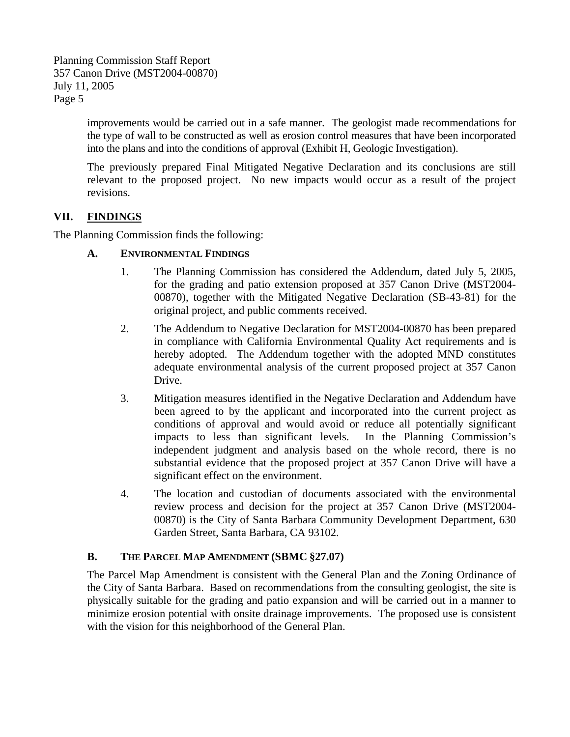improvements would be carried out in a safe manner. The geologist made recommendations for the type of wall to be constructed as well as erosion control measures that have been incorporated into the plans and into the conditions of approval (Exhibit H, Geologic Investigation).

The previously prepared Final Mitigated Negative Declaration and its conclusions are still relevant to the proposed project. No new impacts would occur as a result of the project revisions.

## VII. FINDINGS

The Planning Commission finds the following:

### A. Environmental Findings

1. The Planning Commission has considered the Addendum, dated July 5, 2005, for the grading and patio extension proposed at 357 Canon Drive (MST2004-00870), together with the Mitigated Negative Declaration (SB-43-81) for the original project, and public comments received.

2. The Addendum to Negative Declaration for MST2004-00870 has been prepared in compliance with California Environmental Quality Act requirements and is hereby adopted. The Addendum together with the adopted MND constitutes adequate environmental analysis of the current proposed project at 357 Canon Drive.

3. Mitigation measures identified in the Negative Declaration and Addendum have been agreed to by the applicant and incorporated into the current project as conditions of approval and would avoid or reduce all potentially significant impacts to less than significant levels. In the Planning Commission's independent judgment and analysis based on the whole record, there is no substantial evidence that the proposed project at 357 Canon Drive will have a significant effect on the environment.

4. The location and custodian of documents associated with the environmental review process and decision for the project at 357 Canon Drive (MST2004-00870) is the City of Santa Barbara Community Development Department, 630 Garden Street, Santa Barbara, CA 93102.

### B. The Parcel Map Amendment (SBMC §27.07)

The Parcel Map Amendment is consistent with the General Plan and the Zoning Ordinance of the City of Santa Barbara. Based on recommendations from the consulting geologist, the site is physically suitable for the grading and patio expansion and will be carried out in a manner to minimize erosion potential with onsite drainage improvements. The proposed use is consistent with the vision for this neighborhood of the General Plan.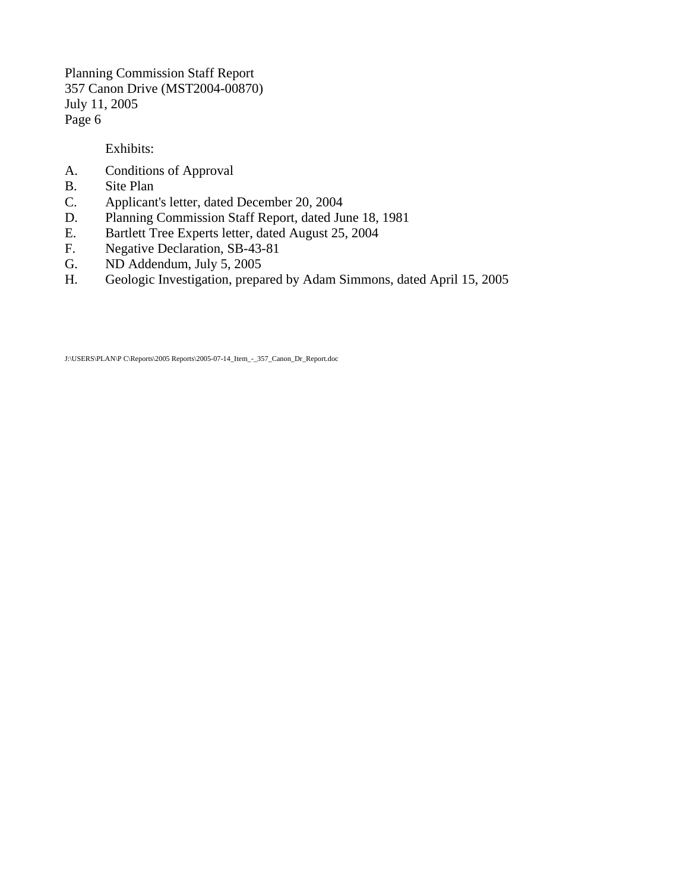Exhibits:

A. Conditions of Approval
B. Site Plan
C. Applicant's letter, dated December 20, 2004
D. Planning Commission Staff Report, dated June 18, 1981
E. Bartlett Tree Experts letter, dated August 25, 2004
F. Negative Declaration, SB-43-81
G. ND Addendum, July 5, 2005
H. Geologic Investigation, prepared by Adam Simmons, dated April 15, 2005

J:\USERS\PLAN\P C\Reports\2005 Reports\2005-07-14_Item_-_357_Canon_Dr_Report.doc